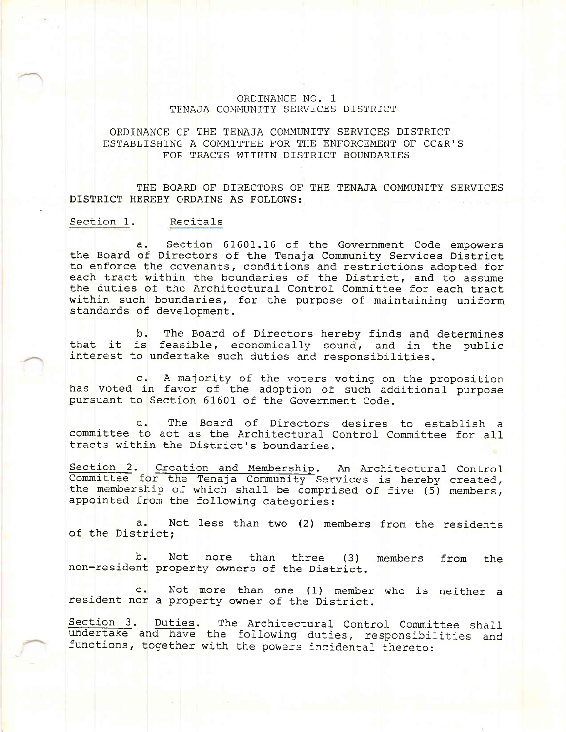# ORDINANCE NO. 1
## TENAJA COMMUNITY SERVICES DISTRICT

### ORDINANCE OF THE TENAJA COMMUNITY SERVICES DISTRICT ESTABLISHING A COMMITTEE FOR THE ENFORCEMENT OF CC&R'S FOR TRACTS WITHIN DISTRICT BOUNDARIES

THE BOARD OF DIRECTORS OF THE TENAJA COMMUNITY SERVICES DISTRICT HEREBY ORDAINS AS FOLLOWS:

Section 1. Recitals

a. Section 61601.16 of the Government Code empowers the Board of Directors of the Tenaja Community Services District to enforce the covenants, conditions and restrictions adopted for each tract within the boundaries of the District, and to assume the duties of the Architectural Control Committee for each tract within such boundaries, for the purpose of maintaining uniform standards of development.

b. The Board of Directors hereby finds and determines that it is feasible, economically sound, and in the public interest to undertake such duties and responsibilities.

c. A majority of the voters voting on the proposition has voted in favor of the adoption of such additional purpose pursuant to Section 61601 of the Government Code.

d. The Board of Directors desires to establish a committee to act as the Architectural Control Committee for all tracts within the District's boundaries.

Section 2. Creation and Membership. An Architectural Control Committee for the Tenaja Community Services is hereby created, the membership of which shall be comprised of five (5) members, appointed from the following categories:

a. Not less than two (2) members from the residents of the District;

b. Not nore than three (3) members from the non-resident property owners of the District.

c. Not more than one (1) member who is neither a resident nor a property owner of the District.

Section 3. Duties. The Architectural Control Committee shall undertake and have the following duties, responsibilities and functions, together with the powers incidental thereto: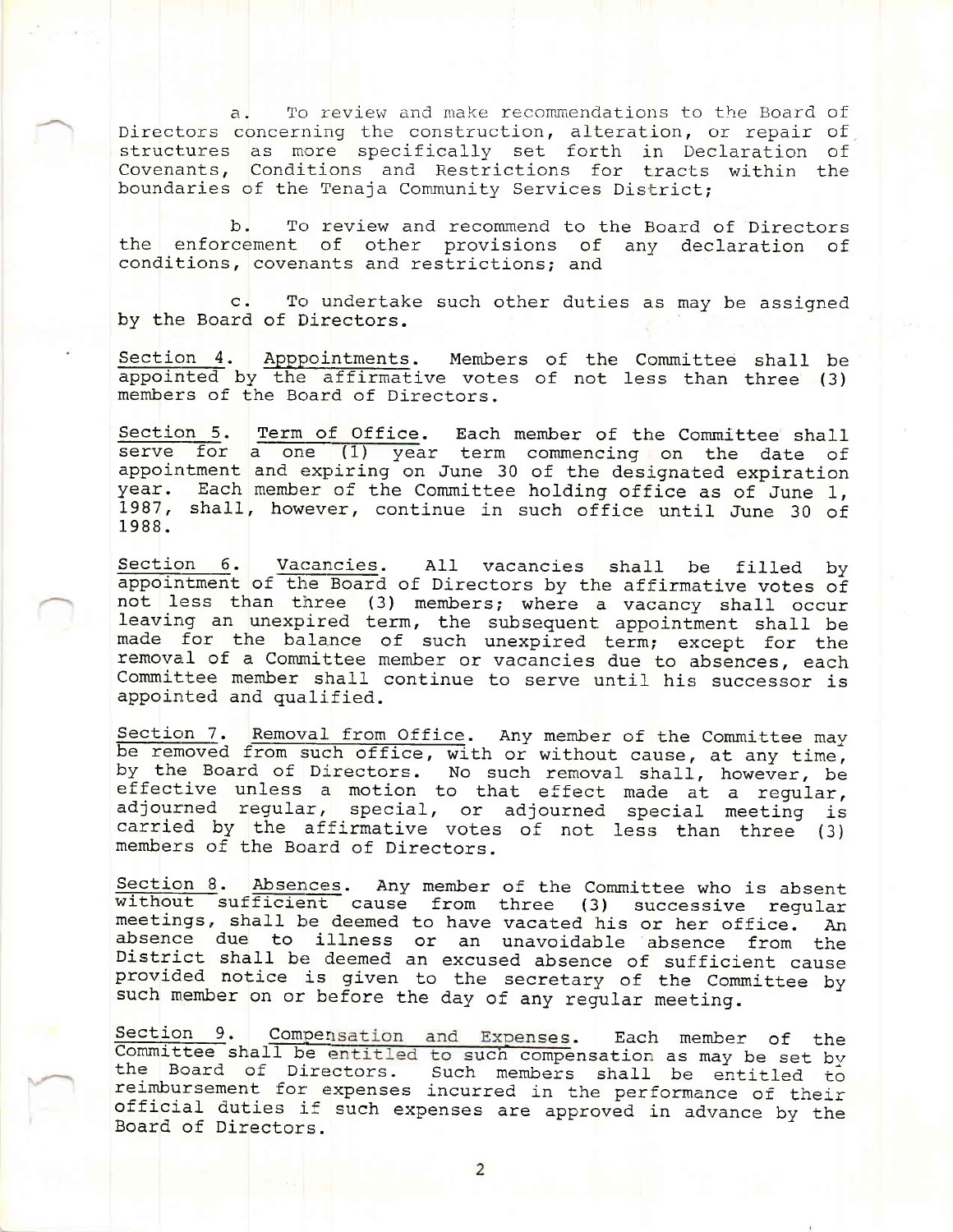a. To review and make recommendations to the Board of Directors concerning the construction, alteration, or repair of structures as more specifically set forth in Declaration of Covenants, Conditions and Restrictions for tracts within the boundaries of the Tenaja Community Services District;

b. To review and recommend to the Board of Directors the enforcement of other provisions of any declaration of conditions, covenants and restrictions; and

c. To undertake such other duties as may be assigned by the Board of Directors.

Section 4. Apppointments. Members of the Committee shall be appointed by the affirmative votes of not less than three (3) members of the Board of Directors.

Section 5. Term of Office. Each member of the Committee shall serve for a one (1) year term commencing on the date of appointment and expiring on June 30 of the designated expiration year. Each member of the Committee holding office as of June 1, 1987, shall, however, continue in such office until June 30 of 1988.

Section 6. Vacancies. All vacancies shall be filled by appointment of the Board of Directors by the affirmative votes of not less than three (3) members; where a vacancy shall occur leaving an unexpired term, the subsequent appointment shall be made for the balance of such unexpired term; except for the removal of a Committee member or vacancies due to absences, each Committee member shall continue to serve until his successor is appointed and qualified.

Section 7. Removal from Office. Any member of the Committee may be removed from such office, with or without cause, at any time, by the Board of Directors. No such removal shall, however, be effective unless a motion to that effect made at a regular, adjourned regular, special, or adjourned special meeting is carried by the affirmative votes of not less than three (3) members of the Board of Directors.

Section 8. Absences. Any member of the Committee who is absent without sufficient cause from three (3) successive regular meetings, shall be deemed to have vacated his or her office. An absence due to illness or an unavoidable absence from the District shall be deemed an excused absence of sufficient cause provided notice is given to the secretary of the Committee by such member on or before the day of any regular meeting.

Section 9. Compensation and Expenses. Each member of the Committee shall be entitled to such compensation as may be set by the Board of Directors. Such members shall be entitled to reimbursement for expenses incurred in the performance of their official duties if such expenses are approved in advance by the Board of Directors.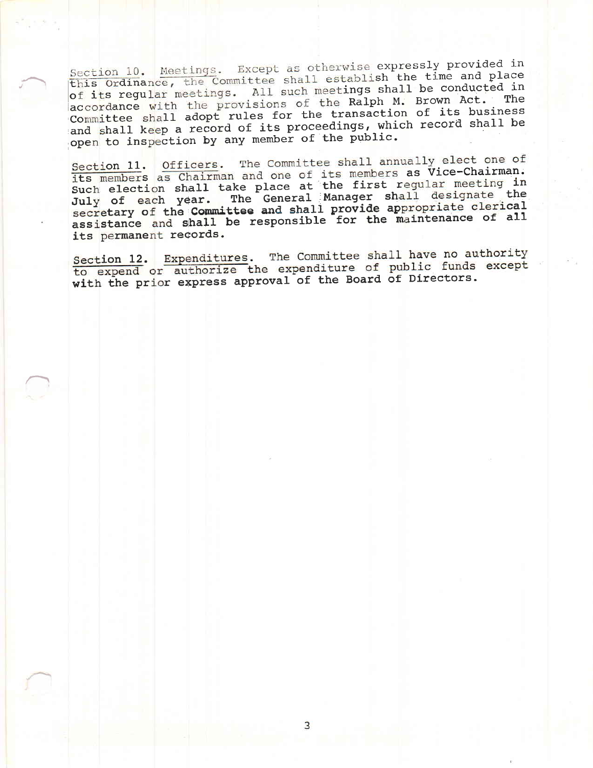Section 10. Meetings. Except as otherwise expressly provided in this Ordinance, the Committee shall establish the time and place of its regular meetings. All such meetings shall be conducted in accordance with the provisions of the Ralph M. Brown Act. The Committee shall adopt rules for the transaction of its business and shall keep a record of its proceedings, which record shall be open to inspection by any member of the public.

Section 11. Officers. The Committee shall annually elect one of its members as Chairman and one of its members as Vice-Chairman. Such election shall take place at the first regular meeting in July of each year. The General Manager shall designate the secretary of the Committee and shall provide appropriate clerical assistance and shall be responsible for the maintenance of all its permanent records.

Section 12. Expenditures. The Committee shall have no authority to expend or authorize the expenditure of public funds except with the prior express approval of the Board of Directors.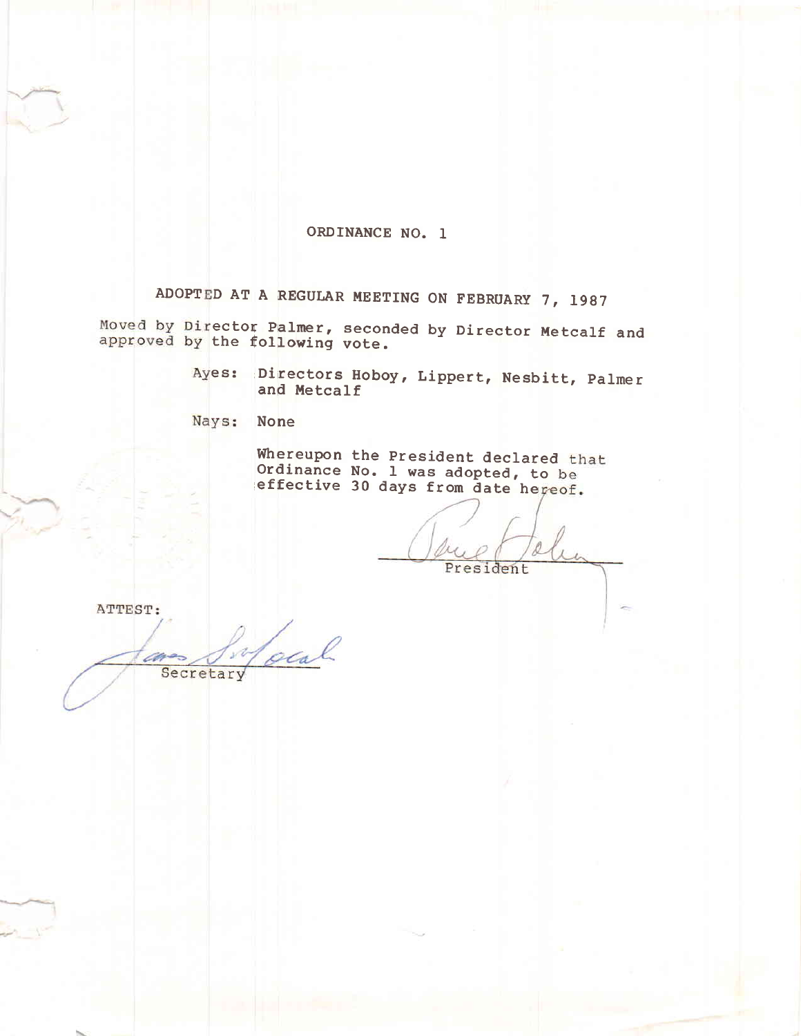ORDINANCE NO. 1

ADOPTED AT A REGULAR MEETING ON FEBRUARY 7, 1987

Moved by Director Palmer, seconded by Director Metcalf and approved by the following vote.

Ayes: Directors Hoboy, Lippert, Nesbitt, Palmer and Metcalf

Nays: None

Whereupon the President declared that Ordinance No. 1 was adopted, to be effective 30 days from date hereof.

President

ATTEST:

Secretary